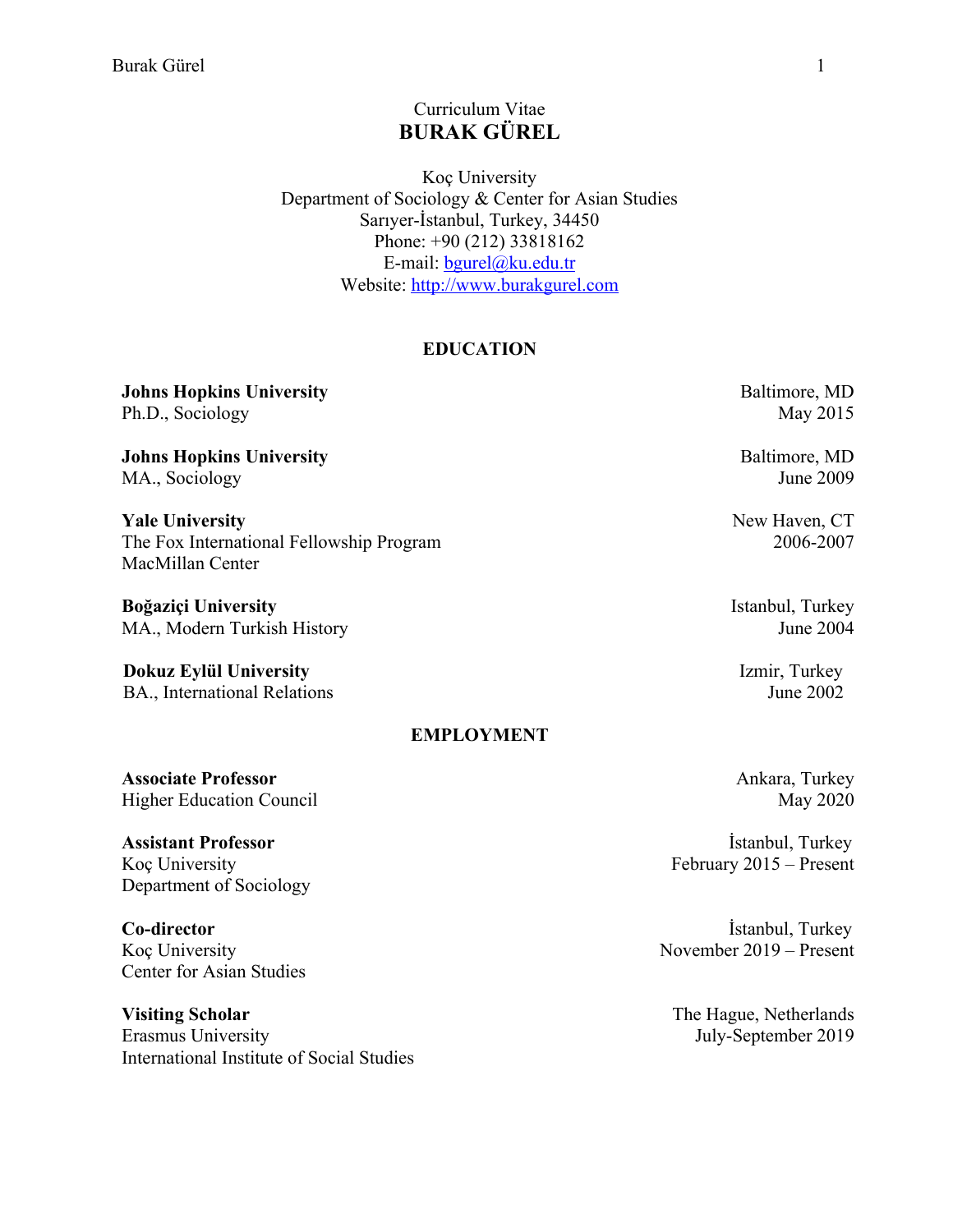Curriculum Vitae

# BURAK GÜREL

Koç University
Department of Sociology & Center for Asian Studies
Sarıyer-İstanbul, Turkey, 34450
Phone: +90 (212) 33818162
E-mail: bgurel@ku.edu.tr
Website: http://www.burakgurel.com

## EDUCATION

**Johns Hopkins University** — Baltimore, MD
Ph.D., Sociology — May 2015

**Johns Hopkins University** — Baltimore, MD
MA., Sociology — June 2009

**Yale University** — New Haven, CT
The Fox International Fellowship Program — 2006-2007
MacMillan Center

**Boğaziçi University** — Istanbul, Turkey
MA., Modern Turkish History — June 2004

**Dokuz Eylül University** — Izmir, Turkey
BA., International Relations — June 2002

## EMPLOYMENT

**Associate Professor** — Ankara, Turkey
Higher Education Council — May 2020

**Assistant Professor** — İstanbul, Turkey
Koç University — February 2015 – Present
Department of Sociology

**Co-director** — İstanbul, Turkey
Koç University — November 2019 – Present
Center for Asian Studies

**Visiting Scholar** — The Hague, Netherlands
Erasmus University — July-September 2019
International Institute of Social Studies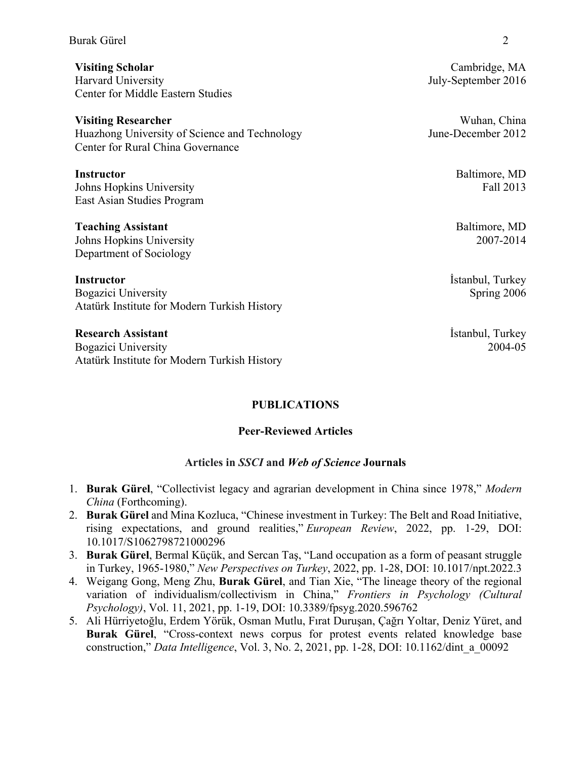**Visiting Scholar** Cambridge, MA
Harvard University July-September 2016
Center for Middle Eastern Studies

**Visiting Researcher** Wuhan, China
Huazhong University of Science and Technology June-December 2012
Center for Rural China Governance

**Instructor** Baltimore, MD
Johns Hopkins University Fall 2013
East Asian Studies Program

**Teaching Assistant** Baltimore, MD
Johns Hopkins University 2007-2014
Department of Sociology

**Instructor** İstanbul, Turkey
Bogazici University Spring 2006
Atatürk Institute for Modern Turkish History

**Research Assistant** İstanbul, Turkey
Bogazici University 2004-05
Atatürk Institute for Modern Turkish History

## PUBLICATIONS

### Peer-Reviewed Articles

#### Articles in *SSCI* and *Web of Science* Journals

1. **Burak Gürel**, "Collectivist legacy and agrarian development in China since 1978," *Modern China* (Forthcoming).
2. **Burak Gürel** and Mina Kozluca, "Chinese investment in Turkey: The Belt and Road Initiative, rising expectations, and ground realities," *European Review*, 2022, pp. 1-29, DOI: 10.1017/S1062798721000296
3. **Burak Gürel**, Bermal Küçük, and Sercan Taş, "Land occupation as a form of peasant struggle in Turkey, 1965-1980," *New Perspectives on Turkey*, 2022, pp. 1-28, DOI: 10.1017/npt.2022.3
4. Weigang Gong, Meng Zhu, **Burak Gürel**, and Tian Xie, "The lineage theory of the regional variation of individualism/collectivism in China," *Frontiers in Psychology (Cultural Psychology)*, Vol. 11, 2021, pp. 1-19, DOI: 10.3389/fpsyg.2020.596762
5. Ali Hürriyetoğlu, Erdem Yörük, Osman Mutlu, Fırat Duruşan, Çağrı Yoltar, Deniz Yüret, and **Burak Gürel**, "Cross-context news corpus for protest events related knowledge base construction," *Data Intelligence*, Vol. 3, No. 2, 2021, pp. 1-28, DOI: 10.1162/dint_a_00092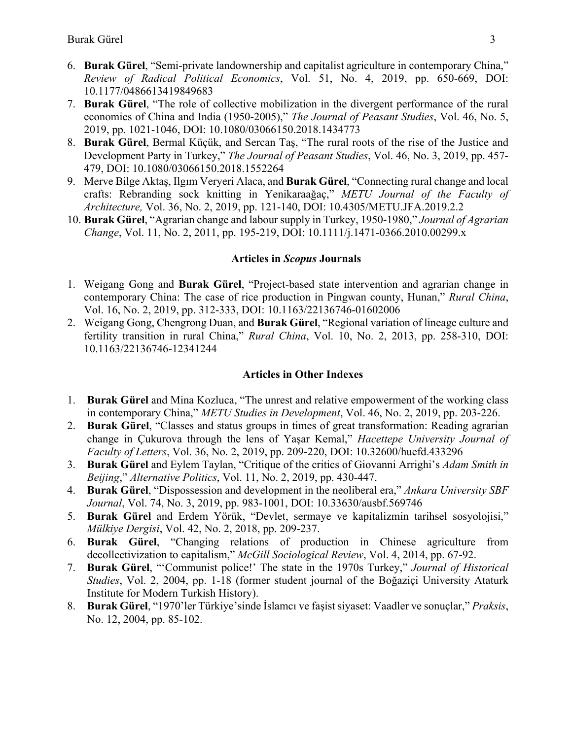6. **Burak Gürel**, "Semi-private landownership and capitalist agriculture in contemporary China," *Review of Radical Political Economics*, Vol. 51, No. 4, 2019, pp. 650-669, DOI: 10.1177/0486613419849683
7. **Burak Gürel**, "The role of collective mobilization in the divergent performance of the rural economies of China and India (1950-2005)," *The Journal of Peasant Studies*, Vol. 46, No. 5, 2019, pp. 1021-1046, DOI: 10.1080/03066150.2018.1434773
8. **Burak Gürel**, Bermal Küçük, and Sercan Taş, "The rural roots of the rise of the Justice and Development Party in Turkey," *The Journal of Peasant Studies*, Vol. 46, No. 3, 2019, pp. 457-479, DOI: 10.1080/03066150.2018.1552264
9. Merve Bilge Aktaş, Ilgım Veryeri Alaca, and **Burak Gürel**, "Connecting rural change and local crafts: Rebranding sock knitting in Yenikaraağaç," *METU Journal of the Faculty of Architecture,* Vol. 36, No. 2, 2019, pp. 121-140, DOI: 10.4305/METU.JFA.2019.2.2
10. **Burak Gürel**, "Agrarian change and labour supply in Turkey, 1950-1980," *Journal of Agrarian Change*, Vol. 11, No. 2, 2011, pp. 195-219, DOI: 10.1111/j.1471-0366.2010.00299.x

### Articles in *Scopus* Journals

1. Weigang Gong and **Burak Gürel**, "Project-based state intervention and agrarian change in contemporary China: The case of rice production in Pingwan county, Hunan," *Rural China*, Vol. 16, No. 2, 2019, pp. 312-333, DOI: 10.1163/22136746-01602006
2. Weigang Gong, Chengrong Duan, and **Burak Gürel**, "Regional variation of lineage culture and fertility transition in rural China," *Rural China*, Vol. 10, No. 2, 2013, pp. 258-310, DOI: 10.1163/22136746-12341244

### Articles in Other Indexes

1. **Burak Gürel** and Mina Kozluca, "The unrest and relative empowerment of the working class in contemporary China," *METU Studies in Development*, Vol. 46, No. 2, 2019, pp. 203-226.
2. **Burak Gürel**, "Classes and status groups in times of great transformation: Reading agrarian change in Çukurova through the lens of Yaşar Kemal," *Hacettepe University Journal of Faculty of Letters*, Vol. 36, No. 2, 2019, pp. 209-220, DOI: 10.32600/huefd.433296
3. **Burak Gürel** and Eylem Taylan, "Critique of the critics of Giovanni Arrighi's *Adam Smith in Beijing*," *Alternative Politics*, Vol. 11, No. 2, 2019, pp. 430-447.
4. **Burak Gürel**, "Dispossession and development in the neoliberal era," *Ankara University SBF Journal*, Vol. 74, No. 3, 2019, pp. 983-1001, DOI: 10.33630/ausbf.569746
5. **Burak Gürel** and Erdem Yörük, "Devlet, sermaye ve kapitalizmin tarihsel sosyolojisi," *Mülkiye Dergisi*, Vol. 42, No. 2, 2018, pp. 209-237.
6. **Burak Gürel**, "Changing relations of production in Chinese agriculture from decollectivization to capitalism," *McGill Sociological Review*, Vol. 4, 2014, pp. 67-92.
7. **Burak Gürel**, "'Communist police!' The state in the 1970s Turkey," *Journal of Historical Studies*, Vol. 2, 2004, pp. 1-18 (former student journal of the Boğaziçi University Ataturk Institute for Modern Turkish History).
8. **Burak Gürel**, "1970'ler Türkiye'sinde İslamcı ve faşist siyaset: Vaadler ve sonuçlar," *Praksis*, No. 12, 2004, pp. 85-102.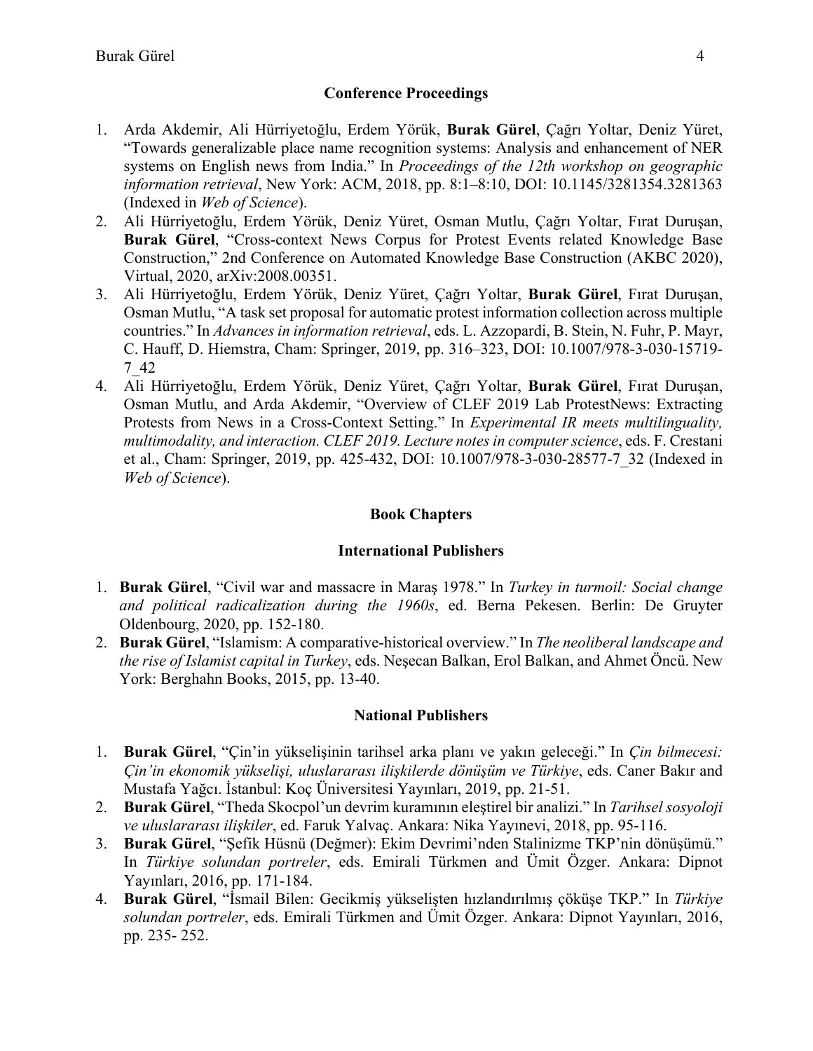## Conference Proceedings

1. Arda Akdemir, Ali Hürriyetoğlu, Erdem Yörük, **Burak Gürel**, Çağrı Yoltar, Deniz Yüret, "Towards generalizable place name recognition systems: Analysis and enhancement of NER systems on English news from India." In *Proceedings of the 12th workshop on geographic information retrieval*, New York: ACM, 2018, pp. 8:1–8:10, DOI: 10.1145/3281354.3281363 (Indexed in *Web of Science*).
2. Ali Hürriyetoğlu, Erdem Yörük, Deniz Yüret, Osman Mutlu, Çağrı Yoltar, Fırat Duruşan, **Burak Gürel**, "Cross-context News Corpus for Protest Events related Knowledge Base Construction," 2nd Conference on Automated Knowledge Base Construction (AKBC 2020), Virtual, 2020, arXiv:2008.00351.
3. Ali Hürriyetoğlu, Erdem Yörük, Deniz Yüret, Çağrı Yoltar, **Burak Gürel**, Fırat Duruşan, Osman Mutlu, "A task set proposal for automatic protest information collection across multiple countries." In *Advances in information retrieval*, eds. L. Azzopardi, B. Stein, N. Fuhr, P. Mayr, C. Hauff, D. Hiemstra, Cham: Springer, 2019, pp. 316–323, DOI: 10.1007/978-3-030-15719-7_42
4. Ali Hürriyetoğlu, Erdem Yörük, Deniz Yüret, Çağrı Yoltar, **Burak Gürel**, Fırat Duruşan, Osman Mutlu, and Arda Akdemir, "Overview of CLEF 2019 Lab ProtestNews: Extracting Protests from News in a Cross-Context Setting." In *Experimental IR meets multilinguality, multimodality, and interaction. CLEF 2019. Lecture notes in computer science*, eds. F. Crestani et al., Cham: Springer, 2019, pp. 425-432, DOI: 10.1007/978-3-030-28577-7_32 (Indexed in *Web of Science*).

## Book Chapters

### International Publishers

1. **Burak Gürel**, "Civil war and massacre in Maraş 1978." In *Turkey in turmoil: Social change and political radicalization during the 1960s*, ed. Berna Pekesen. Berlin: De Gruyter Oldenbourg, 2020, pp. 152-180.
2. **Burak Gürel**, "Islamism: A comparative-historical overview." In *The neoliberal landscape and the rise of Islamist capital in Turkey*, eds. Neşecan Balkan, Erol Balkan, and Ahmet Öncü. New York: Berghahn Books, 2015, pp. 13-40.

### National Publishers

1. **Burak Gürel**, "Çin'in yükselişinin tarihsel arka planı ve yakın geleceği." In *Çin bilmecesi: Çin'in ekonomik yükselişi, uluslararası ilişkilerde dönüşüm ve Türkiye*, eds. Caner Bakır and Mustafa Yağcı. İstanbul: Koç Üniversitesi Yayınları, 2019, pp. 21-51.
2. **Burak Gürel**, "Theda Skocpol'un devrim kuramının eleştirel bir analizi." In *Tarihsel sosyoloji ve uluslararası ilişkiler*, ed. Faruk Yalvaç. Ankara: Nika Yayınevi, 2018, pp. 95-116.
3. **Burak Gürel**, "Şefik Hüsnü (Değmer): Ekim Devrimi'nden Stalinizme TKP'nin dönüşümü." In *Türkiye solundan portreler*, eds. Emirali Türkmen and Ümit Özger. Ankara: Dipnot Yayınları, 2016, pp. 171-184.
4. **Burak Gürel**, "İsmail Bilen: Gecikmiş yükselişten hızlandırılmış çöküşe TKP." In *Türkiye solundan portreler*, eds. Emirali Türkmen and Ümit Özger. Ankara: Dipnot Yayınları, 2016, pp. 235- 252.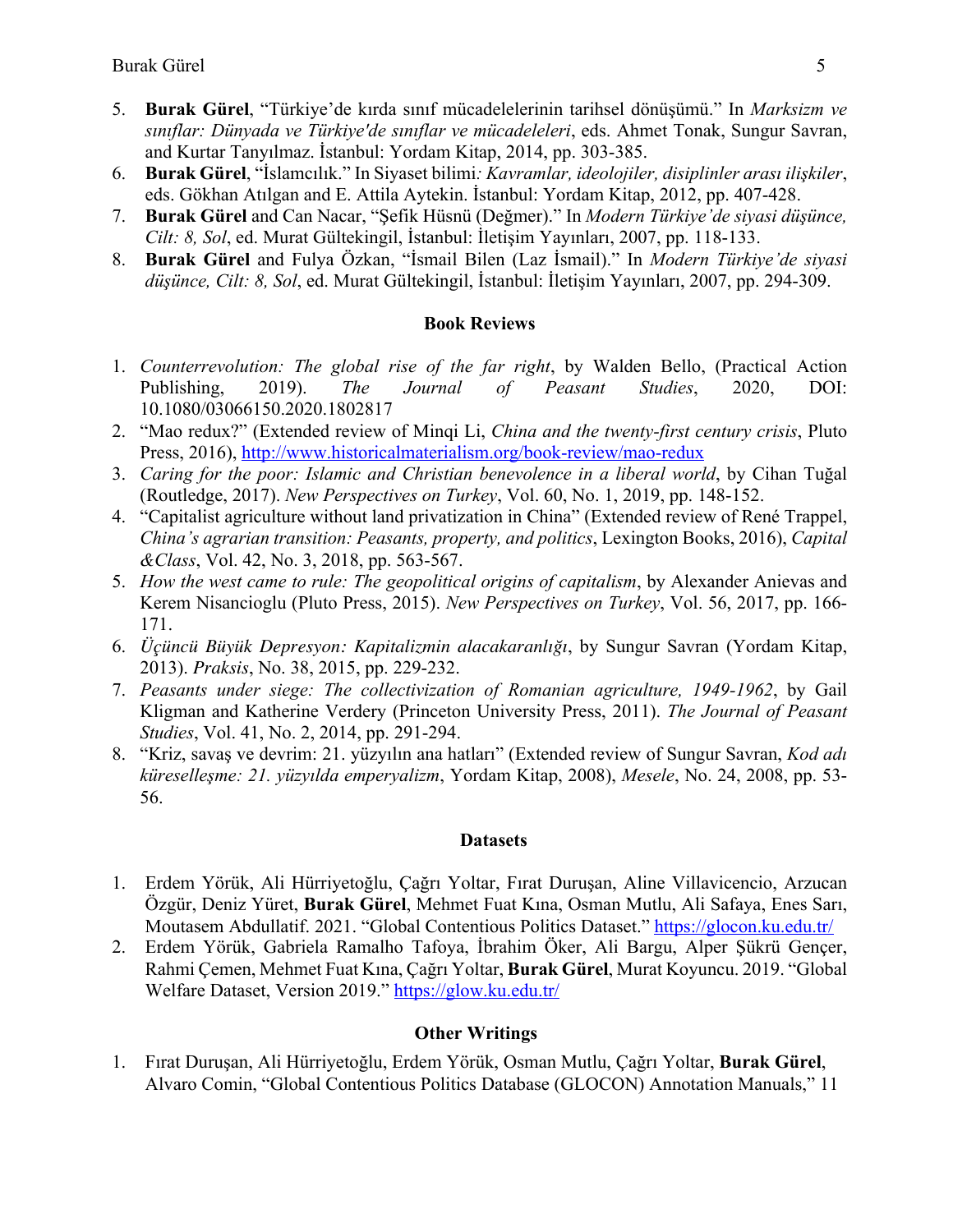5. **Burak Gürel**, "Türkiye'de kırda sınıf mücadelelerinin tarihsel dönüşümü." In *Marksizm ve sınıflar: Dünyada ve Türkiye'de sınıflar ve mücadeleleri*, eds. Ahmet Tonak, Sungur Savran, and Kurtar Tanyılmaz. İstanbul: Yordam Kitap, 2014, pp. 303-385.
6. **Burak Gürel**, "İslamcılık." In Siyaset bilimi*: Kavramlar, ideolojiler, disiplinler arası ilişkiler*, eds. Gökhan Atılgan and E. Attila Aytekin. İstanbul: Yordam Kitap, 2012, pp. 407-428.
7. **Burak Gürel** and Can Nacar, "Şefik Hüsnü (Değmer)." In *Modern Türkiye'de siyasi düşünce, Cilt: 8, Sol*, ed. Murat Gültekingil, İstanbul: İletişim Yayınları, 2007, pp. 118-133.
8. **Burak Gürel** and Fulya Özkan, "İsmail Bilen (Laz İsmail)." In *Modern Türkiye'de siyasi düşünce, Cilt: 8, Sol*, ed. Murat Gültekingil, İstanbul: İletişim Yayınları, 2007, pp. 294-309.

## Book Reviews

1. *Counterrevolution: The global rise of the far right*, by Walden Bello, (Practical Action Publishing, 2019). *The Journal of Peasant Studies*, 2020, DOI: 10.1080/03066150.2020.1802817
2. "Mao redux?" (Extended review of Minqi Li, *China and the twenty-first century crisis*, Pluto Press, 2016), http://www.historicalmaterialism.org/book-review/mao-redux
3. *Caring for the poor: Islamic and Christian benevolence in a liberal world*, by Cihan Tuğal (Routledge, 2017). *New Perspectives on Turkey*, Vol. 60, No. 1, 2019, pp. 148-152.
4. "Capitalist agriculture without land privatization in China" (Extended review of René Trappel, *China's agrarian transition: Peasants, property, and politics*, Lexington Books, 2016), *Capital &Class*, Vol. 42, No. 3, 2018, pp. 563-567.
5. *How the west came to rule: The geopolitical origins of capitalism*, by Alexander Anievas and Kerem Nisancioglu (Pluto Press, 2015). *New Perspectives on Turkey*, Vol. 56, 2017, pp. 166-171.
6. *Üçüncü Büyük Depresyon: Kapitalizmin alacakaranlığı*, by Sungur Savran (Yordam Kitap, 2013). *Praksis*, No. 38, 2015, pp. 229-232.
7. *Peasants under siege: The collectivization of Romanian agriculture, 1949-1962*, by Gail Kligman and Katherine Verdery (Princeton University Press, 2011). *The Journal of Peasant Studies*, Vol. 41, No. 2, 2014, pp. 291-294.
8. "Kriz, savaş ve devrim: 21. yüzyılın ana hatları" (Extended review of Sungur Savran, *Kod adı küreselleşme: 21. yüzyılda emperyalizm*, Yordam Kitap, 2008), *Mesele*, No. 24, 2008, pp. 53-56.

## Datasets

1. Erdem Yörük, Ali Hürriyetoğlu, Çağrı Yoltar, Fırat Duruşan, Aline Villavicencio, Arzucan Özgür, Deniz Yüret, **Burak Gürel**, Mehmet Fuat Kına, Osman Mutlu, Ali Safaya, Enes Sarı, Moutasem Abdullatif. 2021. "Global Contentious Politics Dataset." https://glocon.ku.edu.tr/
2. Erdem Yörük, Gabriela Ramalho Tafoya, İbrahim Öker, Ali Bargu, Alper Şükrü Gençer, Rahmi Çemen, Mehmet Fuat Kına, Çağrı Yoltar, **Burak Gürel**, Murat Koyuncu. 2019. "Global Welfare Dataset, Version 2019." https://glow.ku.edu.tr/

## Other Writings

1. Fırat Duruşan, Ali Hürriyetoğlu, Erdem Yörük, Osman Mutlu, Çağrı Yoltar, **Burak Gürel**, Alvaro Comin, "Global Contentious Politics Database (GLOCON) Annotation Manuals," 11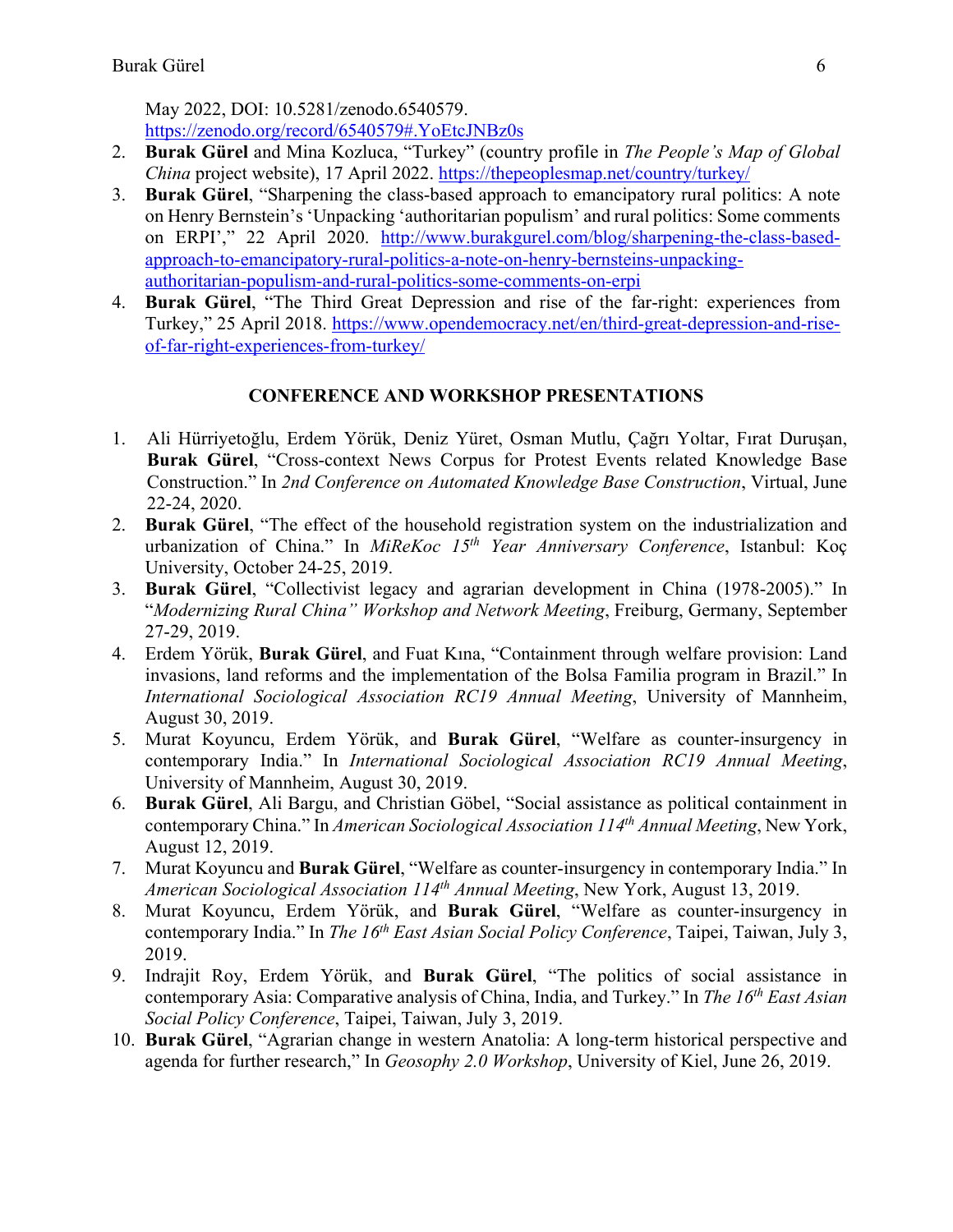May 2022, DOI: 10.5281/zenodo.6540579. https://zenodo.org/record/6540579#.YoEtcJNBz0s

2. **Burak Gürel** and Mina Kozluca, "Turkey" (country profile in *The People's Map of Global China* project website), 17 April 2022. https://thepeoplesmap.net/country/turkey/
3. **Burak Gürel**, "Sharpening the class-based approach to emancipatory rural politics: A note on Henry Bernstein's 'Unpacking 'authoritarian populism' and rural politics: Some comments on ERPI'," 22 April 2020. http://www.burakgurel.com/blog/sharpening-the-class-based-approach-to-emancipatory-rural-politics-a-note-on-henry-bernsteins-unpacking-authoritarian-populism-and-rural-politics-some-comments-on-erpi
4. **Burak Gürel**, "The Third Great Depression and rise of the far-right: experiences from Turkey," 25 April 2018. https://www.opendemocracy.net/en/third-great-depression-and-rise-of-far-right-experiences-from-turkey/

## CONFERENCE AND WORKSHOP PRESENTATIONS

1. Ali Hürriyetoğlu, Erdem Yörük, Deniz Yüret, Osman Mutlu, Çağrı Yoltar, Fırat Duruşan, **Burak Gürel**, "Cross-context News Corpus for Protest Events related Knowledge Base Construction." In *2nd Conference on Automated Knowledge Base Construction*, Virtual, June 22-24, 2020.
2. **Burak Gürel**, "The effect of the household registration system on the industrialization and urbanization of China." In *MiReKoc 15th Year Anniversary Conference*, Istanbul: Koç University, October 24-25, 2019.
3. **Burak Gürel**, "Collectivist legacy and agrarian development in China (1978-2005)." In "*Modernizing Rural China" Workshop and Network Meeting*, Freiburg, Germany, September 27-29, 2019.
4. Erdem Yörük, **Burak Gürel**, and Fuat Kına, "Containment through welfare provision: Land invasions, land reforms and the implementation of the Bolsa Familia program in Brazil." In *International Sociological Association RC19 Annual Meeting*, University of Mannheim, August 30, 2019.
5. Murat Koyuncu, Erdem Yörük, and **Burak Gürel**, "Welfare as counter-insurgency in contemporary India." In *International Sociological Association RC19 Annual Meeting*, University of Mannheim, August 30, 2019.
6. **Burak Gürel**, Ali Bargu, and Christian Göbel, "Social assistance as political containment in contemporary China." In *American Sociological Association 114th Annual Meeting*, New York, August 12, 2019.
7. Murat Koyuncu and **Burak Gürel**, "Welfare as counter-insurgency in contemporary India." In *American Sociological Association 114th Annual Meeting*, New York, August 13, 2019.
8. Murat Koyuncu, Erdem Yörük, and **Burak Gürel**, "Welfare as counter-insurgency in contemporary India." In *The 16th East Asian Social Policy Conference*, Taipei, Taiwan, July 3, 2019.
9. Indrajit Roy, Erdem Yörük, and **Burak Gürel**, "The politics of social assistance in contemporary Asia: Comparative analysis of China, India, and Turkey." In *The 16th East Asian Social Policy Conference*, Taipei, Taiwan, July 3, 2019.
10. **Burak Gürel**, "Agrarian change in western Anatolia: A long-term historical perspective and agenda for further research," In *Geosophy 2.0 Workshop*, University of Kiel, June 26, 2019.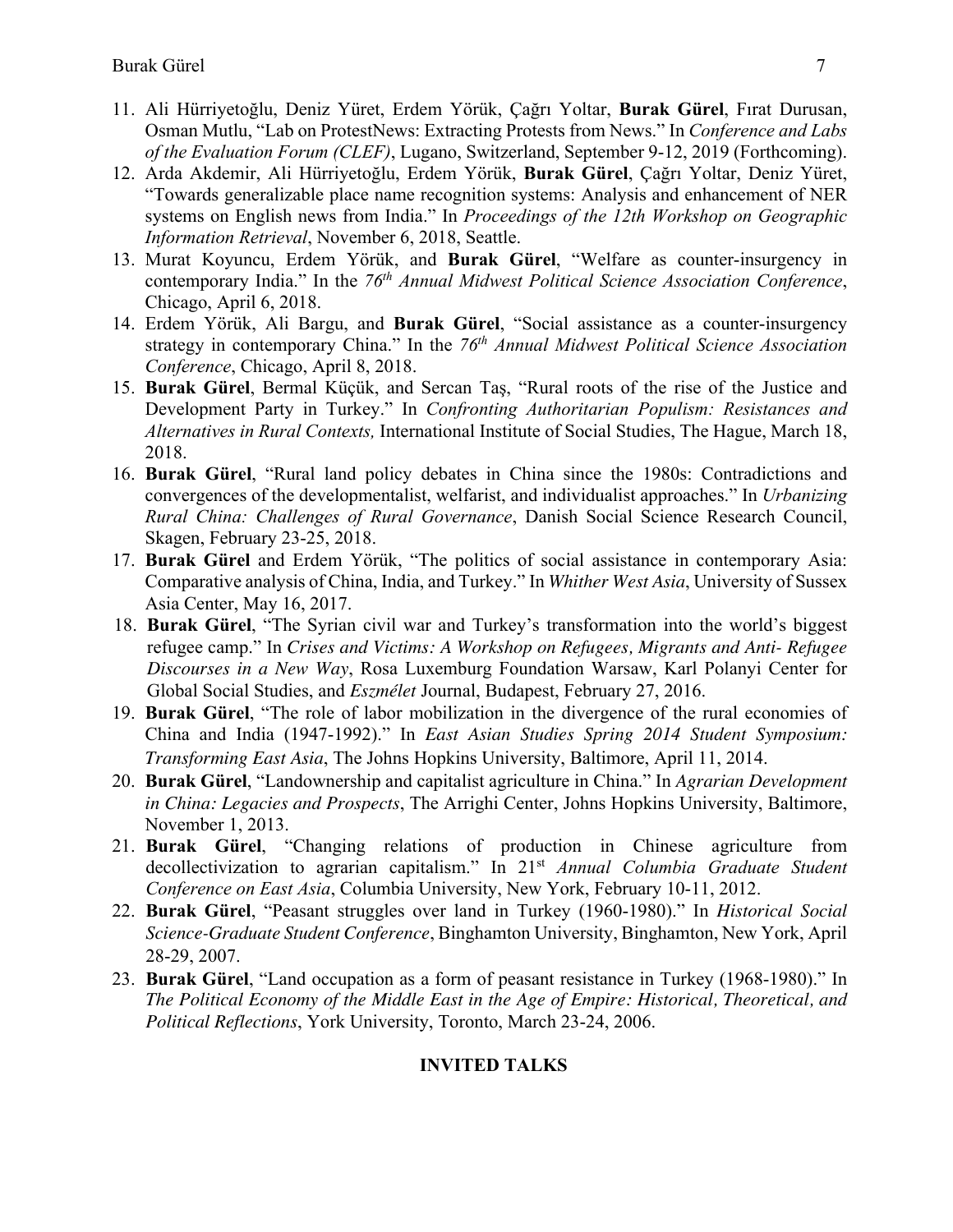11. Ali Hürriyetoğlu, Deniz Yüret, Erdem Yörük, Çağrı Yoltar, **Burak Gürel**, Fırat Durusan, Osman Mutlu, "Lab on ProtestNews: Extracting Protests from News." In *Conference and Labs of the Evaluation Forum (CLEF)*, Lugano, Switzerland, September 9-12, 2019 (Forthcoming).
12. Arda Akdemir, Ali Hürriyetoğlu, Erdem Yörük, **Burak Gürel**, Çağrı Yoltar, Deniz Yüret, "Towards generalizable place name recognition systems: Analysis and enhancement of NER systems on English news from India." In *Proceedings of the 12th Workshop on Geographic Information Retrieval*, November 6, 2018, Seattle.
13. Murat Koyuncu, Erdem Yörük, and **Burak Gürel**, "Welfare as counter-insurgency in contemporary India." In the *76th Annual Midwest Political Science Association Conference*, Chicago, April 6, 2018.
14. Erdem Yörük, Ali Bargu, and **Burak Gürel**, "Social assistance as a counter-insurgency strategy in contemporary China." In the *76th Annual Midwest Political Science Association Conference*, Chicago, April 8, 2018.
15. **Burak Gürel**, Bermal Küçük, and Sercan Taş, "Rural roots of the rise of the Justice and Development Party in Turkey." In *Confronting Authoritarian Populism: Resistances and Alternatives in Rural Contexts,* International Institute of Social Studies, The Hague, March 18, 2018.
16. **Burak Gürel**, "Rural land policy debates in China since the 1980s: Contradictions and convergences of the developmentalist, welfarist, and individualist approaches." In *Urbanizing Rural China: Challenges of Rural Governance*, Danish Social Science Research Council, Skagen, February 23-25, 2018.
17. **Burak Gürel** and Erdem Yörük, "The politics of social assistance in contemporary Asia: Comparative analysis of China, India, and Turkey." In *Whither West Asia*, University of Sussex Asia Center, May 16, 2017.
18. **Burak Gürel**, "The Syrian civil war and Turkey's transformation into the world's biggest refugee camp." In *Crises and Victims: A Workshop on Refugees, Migrants and Anti- Refugee Discourses in a New Way*, Rosa Luxemburg Foundation Warsaw, Karl Polanyi Center for Global Social Studies, and *Eszmélet* Journal, Budapest, February 27, 2016.
19. **Burak Gürel**, "The role of labor mobilization in the divergence of the rural economies of China and India (1947-1992)." In *East Asian Studies Spring 2014 Student Symposium: Transforming East Asia*, The Johns Hopkins University, Baltimore, April 11, 2014.
20. **Burak Gürel**, "Landownership and capitalist agriculture in China." In *Agrarian Development in China: Legacies and Prospects*, The Arrighi Center, Johns Hopkins University, Baltimore, November 1, 2013.
21. **Burak Gürel**, "Changing relations of production in Chinese agriculture from decollectivization to agrarian capitalism." In *21st Annual Columbia Graduate Student Conference on East Asia*, Columbia University, New York, February 10-11, 2012.
22. **Burak Gürel**, "Peasant struggles over land in Turkey (1960-1980)." In *Historical Social Science-Graduate Student Conference*, Binghamton University, Binghamton, New York, April 28-29, 2007.
23. **Burak Gürel**, "Land occupation as a form of peasant resistance in Turkey (1968-1980)." In *The Political Economy of the Middle East in the Age of Empire: Historical, Theoretical, and Political Reflections*, York University, Toronto, March 23-24, 2006.

## INVITED TALKS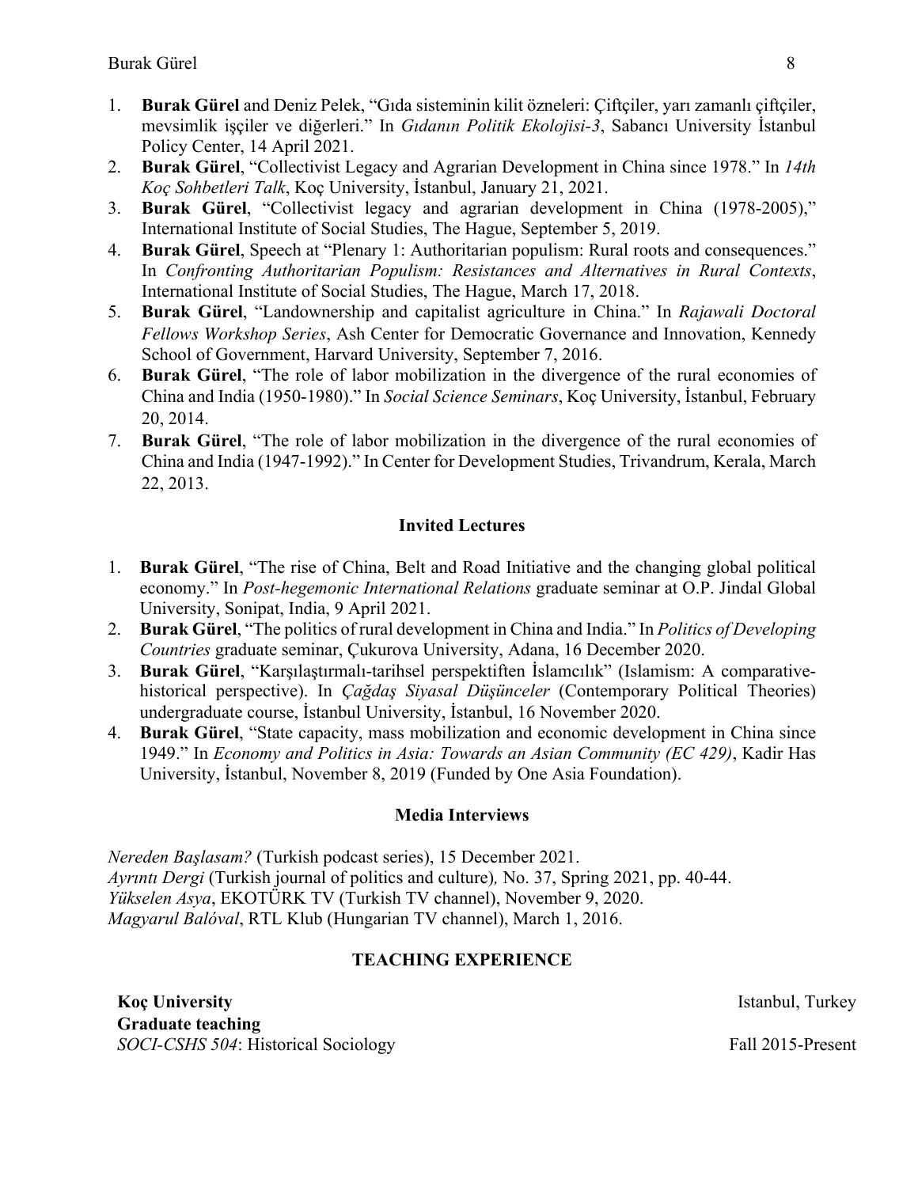1. **Burak Gürel** and Deniz Pelek, "Gıda sisteminin kilit özneleri: Çiftçiler, yarı zamanlı çiftçiler, mevsimlik işçiler ve diğerleri." In *Gıdanın Politik Ekolojisi-3*, Sabancı University İstanbul Policy Center, 14 April 2021.
2. **Burak Gürel**, "Collectivist Legacy and Agrarian Development in China since 1978." In *14th Koç Sohbetleri Talk*, Koç University, İstanbul, January 21, 2021.
3. **Burak Gürel**, "Collectivist legacy and agrarian development in China (1978-2005)," International Institute of Social Studies, The Hague, September 5, 2019.
4. **Burak Gürel**, Speech at "Plenary 1: Authoritarian populism: Rural roots and consequences." In *Confronting Authoritarian Populism: Resistances and Alternatives in Rural Contexts*, International Institute of Social Studies, The Hague, March 17, 2018.
5. **Burak Gürel**, "Landownership and capitalist agriculture in China." In *Rajawali Doctoral Fellows Workshop Series*, Ash Center for Democratic Governance and Innovation, Kennedy School of Government, Harvard University, September 7, 2016.
6. **Burak Gürel**, "The role of labor mobilization in the divergence of the rural economies of China and India (1950-1980)." In *Social Science Seminars*, Koç University, İstanbul, February 20, 2014.
7. **Burak Gürel**, "The role of labor mobilization in the divergence of the rural economies of China and India (1947-1992)." In Center for Development Studies, Trivandrum, Kerala, March 22, 2013.

### Invited Lectures

1. **Burak Gürel**, "The rise of China, Belt and Road Initiative and the changing global political economy." In *Post-hegemonic International Relations* graduate seminar at O.P. Jindal Global University, Sonipat, India, 9 April 2021.
2. **Burak Gürel**, "The politics of rural development in China and India." In *Politics of Developing Countries* graduate seminar, Çukurova University, Adana, 16 December 2020.
3. **Burak Gürel**, "Karşılaştırmalı-tarihsel perspektiften İslamcılık" (Islamism: A comparative-historical perspective). In *Çağdaş Siyasal Düşünceler* (Contemporary Political Theories) undergraduate course, İstanbul University, İstanbul, 16 November 2020.
4. **Burak Gürel**, "State capacity, mass mobilization and economic development in China since 1949." In *Economy and Politics in Asia: Towards an Asian Community (EC 429)*, Kadir Has University, İstanbul, November 8, 2019 (Funded by One Asia Foundation).

### Media Interviews

*Nereden Başlasam?* (Turkish podcast series), 15 December 2021.
*Ayrıntı Dergi* (Turkish journal of politics and culture)*,* No. 37, Spring 2021, pp. 40-44.
*Yükselen Asya*, EKOTÜRK TV (Turkish TV channel), November 9, 2020.
*Magyarul Balóval*, RTL Klub (Hungarian TV channel), March 1, 2016.

## TEACHING EXPERIENCE

**Koç University** — Istanbul, Turkey

**Graduate teaching**

*SOCI-CSHS 504*: Historical Sociology — Fall 2015-Present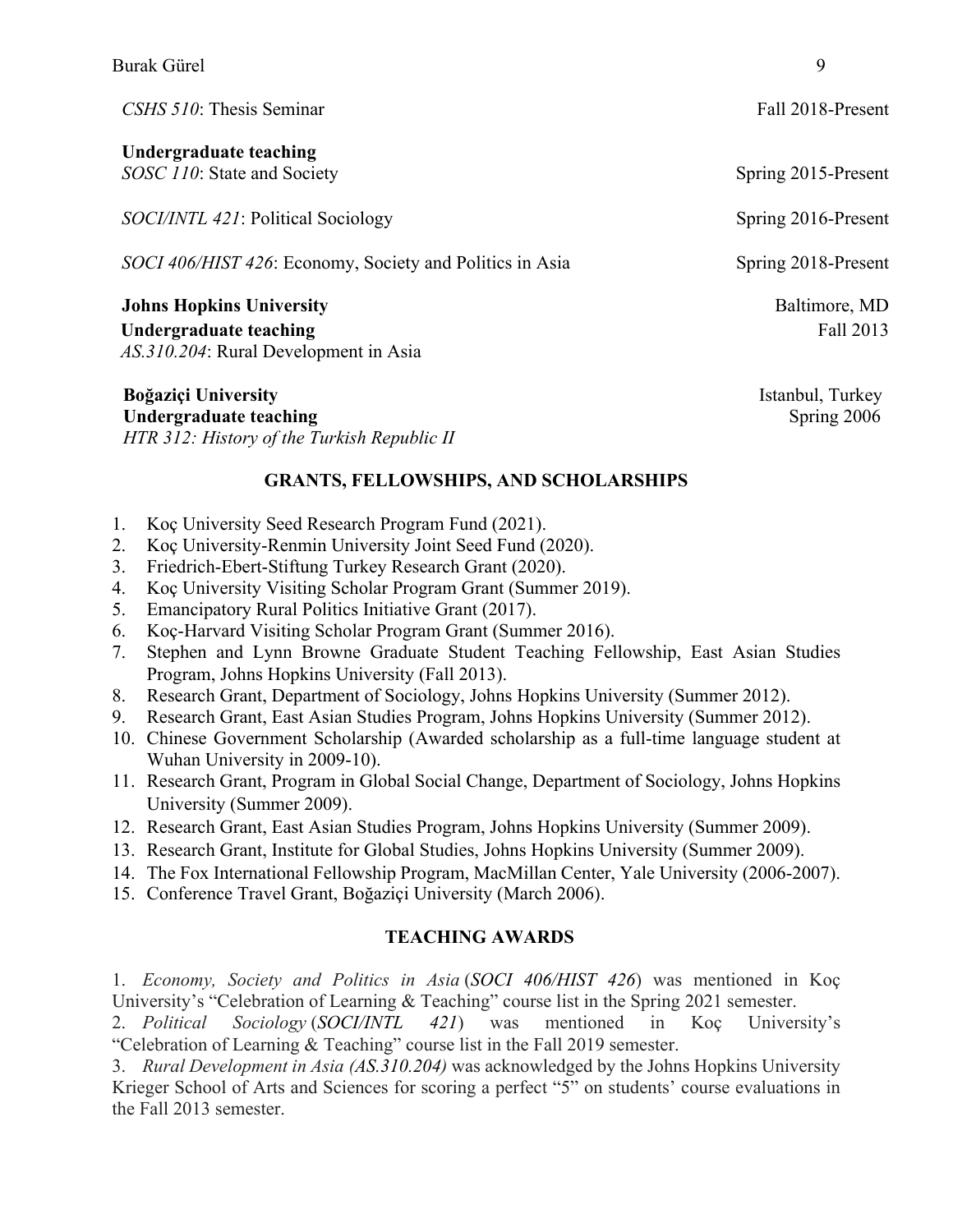*CSHS 510*: Thesis Seminar — Fall 2018-Present

**Undergraduate teaching**

*SOSC 110*: State and Society — Spring 2015-Present

*SOCI/INTL 421*: Political Sociology — Spring 2016-Present

*SOCI 406/HIST 426*: Economy, Society and Politics in Asia — Spring 2018-Present

**Johns Hopkins University** — Baltimore, MD

**Undergraduate teaching** — Fall 2013

*AS.310.204*: Rural Development in Asia

**Boğaziçi University** — Istanbul, Turkey

**Undergraduate teaching** — Spring 2006

*HTR 312: History of the Turkish Republic II*

## GRANTS, FELLOWSHIPS, AND SCHOLARSHIPS

1. Koç University Seed Research Program Fund (2021).
2. Koç University-Renmin University Joint Seed Fund (2020).
3. Friedrich-Ebert-Stiftung Turkey Research Grant (2020).
4. Koç University Visiting Scholar Program Grant (Summer 2019).
5. Emancipatory Rural Politics Initiative Grant (2017).
6. Koç-Harvard Visiting Scholar Program Grant (Summer 2016).
7. Stephen and Lynn Browne Graduate Student Teaching Fellowship, East Asian Studies Program, Johns Hopkins University (Fall 2013).
8. Research Grant, Department of Sociology, Johns Hopkins University (Summer 2012).
9. Research Grant, East Asian Studies Program, Johns Hopkins University (Summer 2012).
10. Chinese Government Scholarship (Awarded scholarship as a full-time language student at Wuhan University in 2009-10).
11. Research Grant, Program in Global Social Change, Department of Sociology, Johns Hopkins University (Summer 2009).
12. Research Grant, East Asian Studies Program, Johns Hopkins University (Summer 2009).
13. Research Grant, Institute for Global Studies, Johns Hopkins University (Summer 2009).
14. The Fox International Fellowship Program, MacMillan Center, Yale University (2006-2007).
15. Conference Travel Grant, Boğaziçi University (March 2006).

## TEACHING AWARDS

1. *Economy, Society and Politics in Asia* (*SOCI 406/HIST 426*) was mentioned in Koç University's "Celebration of Learning & Teaching" course list in the Spring 2021 semester.
2. *Political Sociology* (*SOCI/INTL 421*) was mentioned in Koç University's "Celebration of Learning & Teaching" course list in the Fall 2019 semester.
3. *Rural Development in Asia (AS.310.204)* was acknowledged by the Johns Hopkins University Krieger School of Arts and Sciences for scoring a perfect "5" on students' course evaluations in the Fall 2013 semester.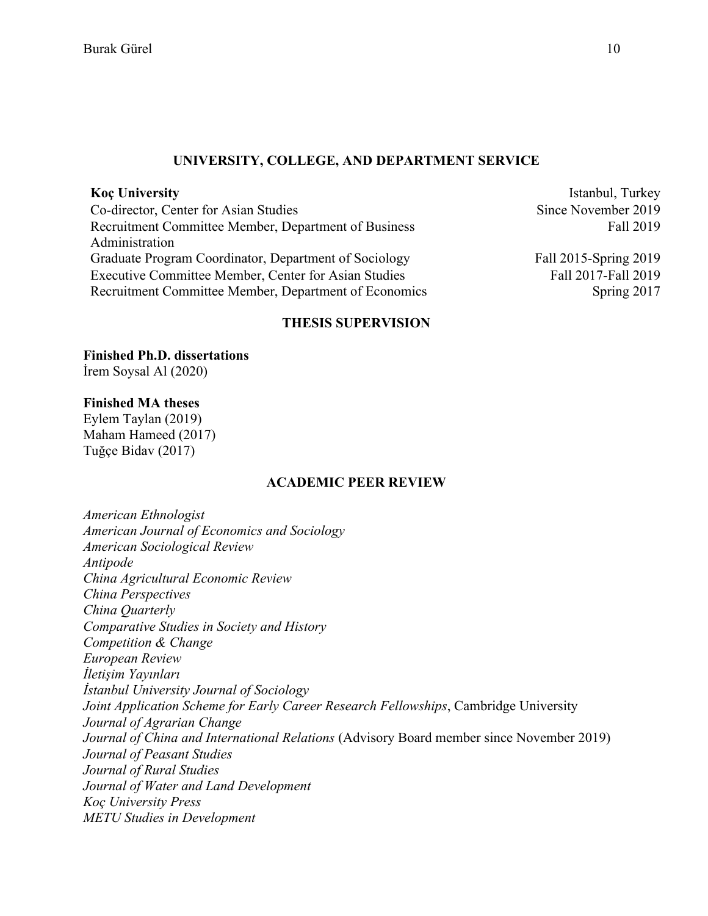## UNIVERSITY, COLLEGE, AND DEPARTMENT SERVICE

**Koç University** — Istanbul, Turkey

| Role | Dates |
| --- | --- |
| Co-director, Center for Asian Studies | Since November 2019 |
| Recruitment Committee Member, Department of Business Administration | Fall 2019 |
| Graduate Program Coordinator, Department of Sociology | Fall 2015-Spring 2019 |
| Executive Committee Member, Center for Asian Studies | Fall 2017-Fall 2019 |
| Recruitment Committee Member, Department of Economics | Spring 2017 |

## THESIS SUPERVISION

**Finished Ph.D. dissertations**

İrem Soysal Al (2020)

**Finished MA theses**

Eylem Taylan (2019)
Maham Hameed (2017)
Tuğçe Bidav (2017)

## ACADEMIC PEER REVIEW

*American Ethnologist*
*American Journal of Economics and Sociology*
*American Sociological Review*
*Antipode*
*China Agricultural Economic Review*
*China Perspectives*
*China Quarterly*
*Comparative Studies in Society and History*
*Competition & Change*
*European Review*
*İletişim Yayınları*
*İstanbul University Journal of Sociology*
*Joint Application Scheme for Early Career Research Fellowships*, Cambridge University
*Journal of Agrarian Change*
*Journal of China and International Relations* (Advisory Board member since November 2019)
*Journal of Peasant Studies*
*Journal of Rural Studies*
*Journal of Water and Land Development*
*Koç University Press*
*METU Studies in Development*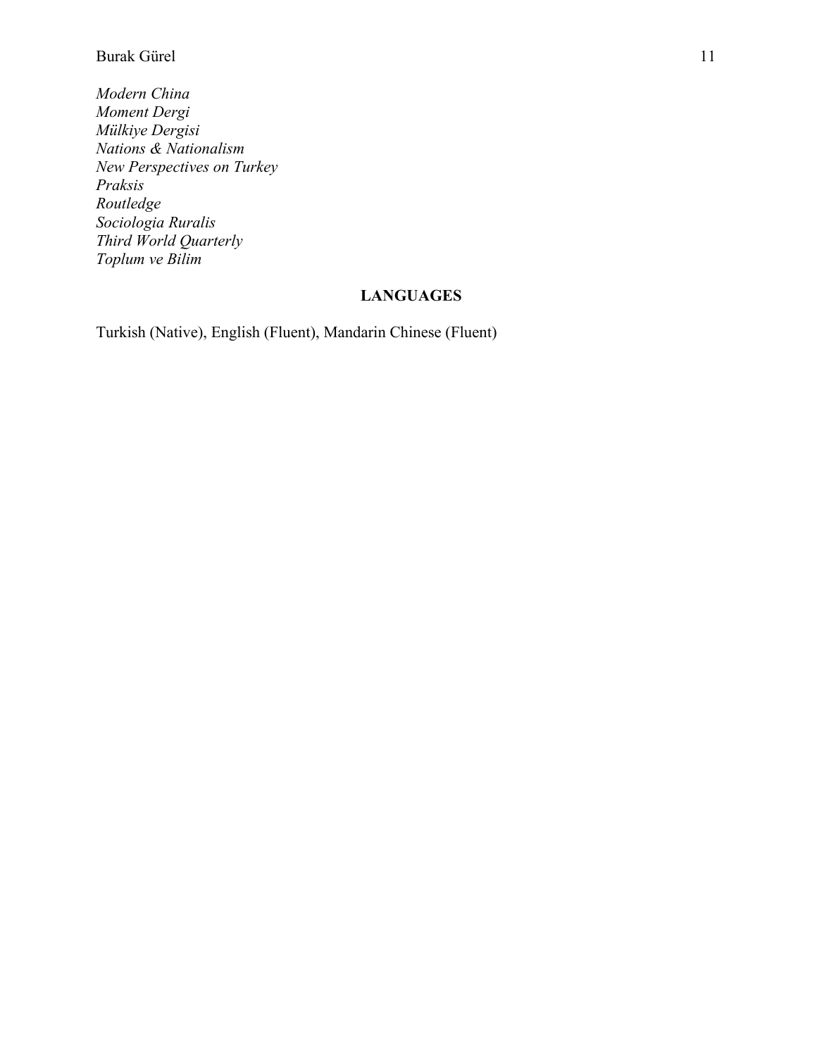*Modern China*
*Moment Dergi*
*Mülkiye Dergisi*
*Nations & Nationalism*
*New Perspectives on Turkey*
*Praksis*
*Routledge*
*Sociologia Ruralis*
*Third World Quarterly*
*Toplum ve Bilim*

## LANGUAGES

Turkish (Native), English (Fluent), Mandarin Chinese (Fluent)